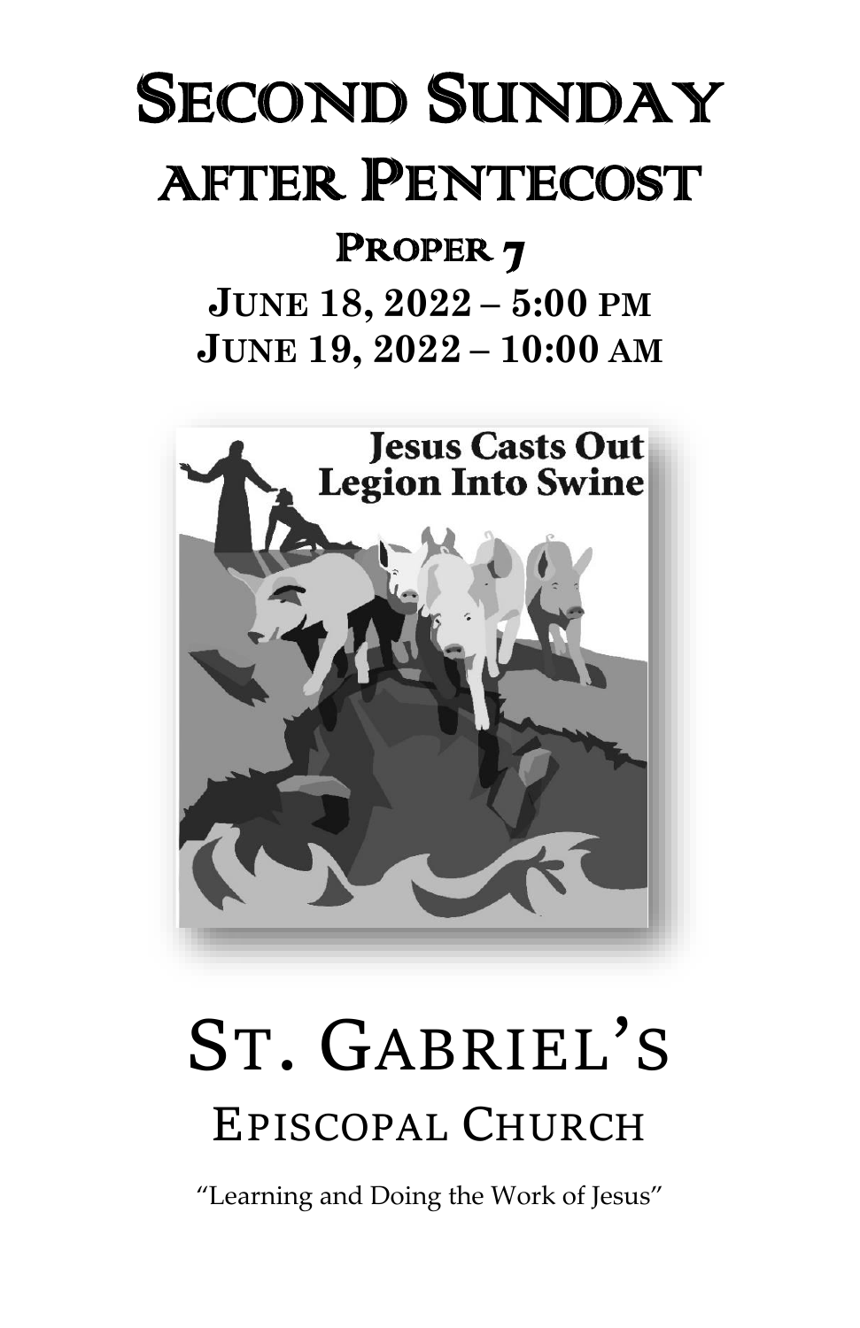# Second Sunday after Pentecost

## Proper 7

**June 18, 2022 – 5:00 PM**
**June 19, 2022 – 10:00 AM**

# St. Gabriel's

## Episcopal Church

"Learning and Doing the Work of Jesus"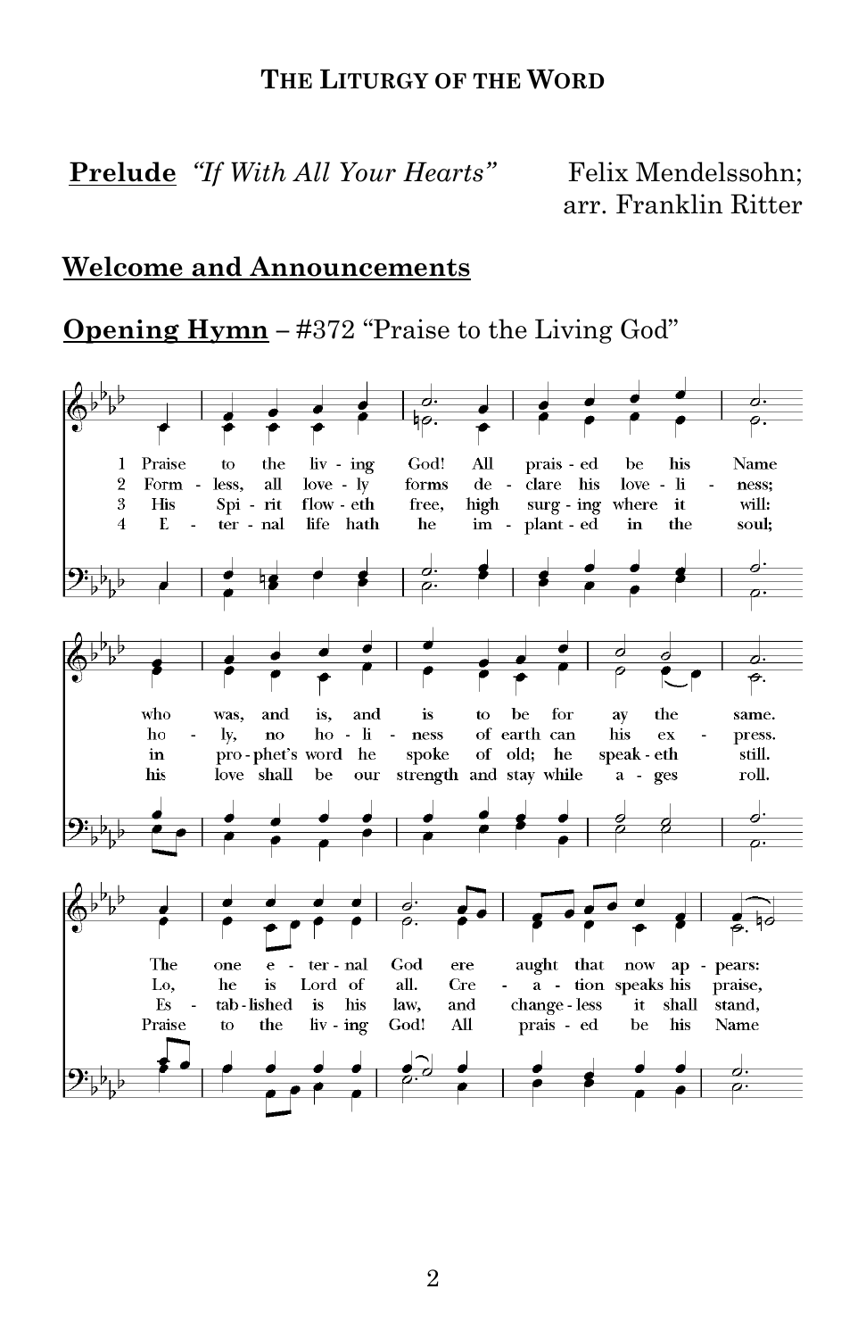## THE LITURGY OF THE WORD

**Prelude** *"If With All Your Hearts"* Felix Mendelssohn; arr. Franklin Ritter

**Welcome and Announcements**

**Opening Hymn** – #372 "Praise to the Living God"

1 Praise to the liv - ing God! All prais - ed be his Name
2 Form - less, all love - ly forms de - clare his love - li - ness;
3 His Spi - rit flow - eth free, high surg - ing where it will:
4 E - ter - nal life hath he im - plant - ed in the soul;

who was, and is, and is to be for ay the same.
ho - ly, no ho - li - ness of earth can his ex - press.
in pro - phet's word he spoke of old; he speak - eth still.
his love shall be our strength and stay while a - ges roll.

The one e - ter - nal God ere aught that now ap - pears:
Lo, he is Lord of all. Cre - a - tion speaks his praise,
Es - tab - lished is his law, and change - less it shall stand,
Praise to the liv - ing God! All prais - ed be his Name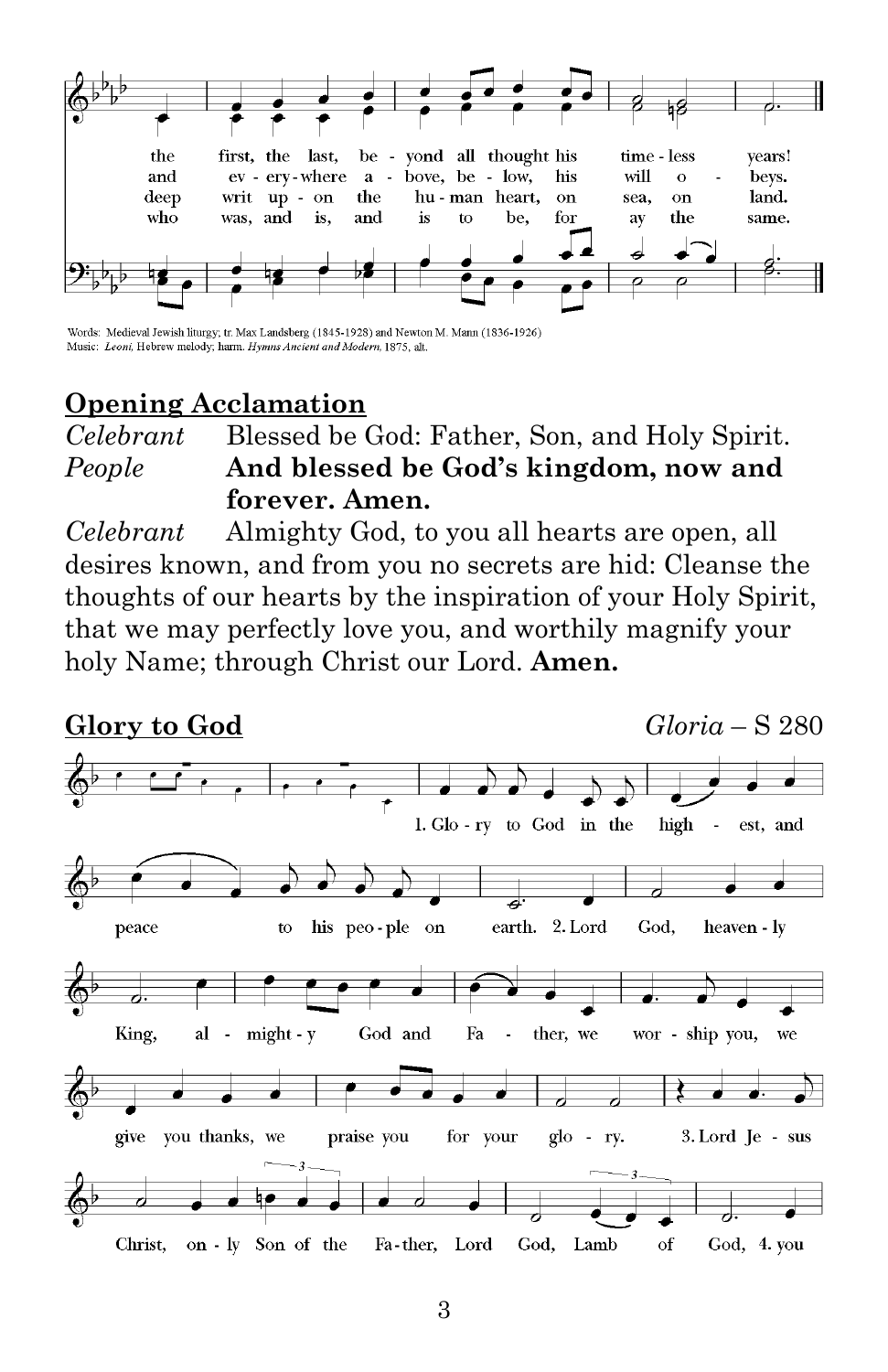Words: Medieval Jewish liturgy; tr. Max Landsberg (1845-1928) and Newton M. Mann (1836-1926)
Music: *Leoni*, Hebrew melody; harm. *Hymns Ancient and Modern*, 1875, alt.

## Opening Acclamation

*Celebrant* Blessed be God: Father, Son, and Holy Spirit.
*People* **And blessed be God's kingdom, now and forever. Amen.**
*Celebrant* Almighty God, to you all hearts are open, all desires known, and from you no secrets are hid: Cleanse the thoughts of our hearts by the inspiration of your Holy Spirit, that we may perfectly love you, and worthily magnify your holy Name; through Christ our Lord. **Amen.**

## Glory to God

*Gloria* – S 280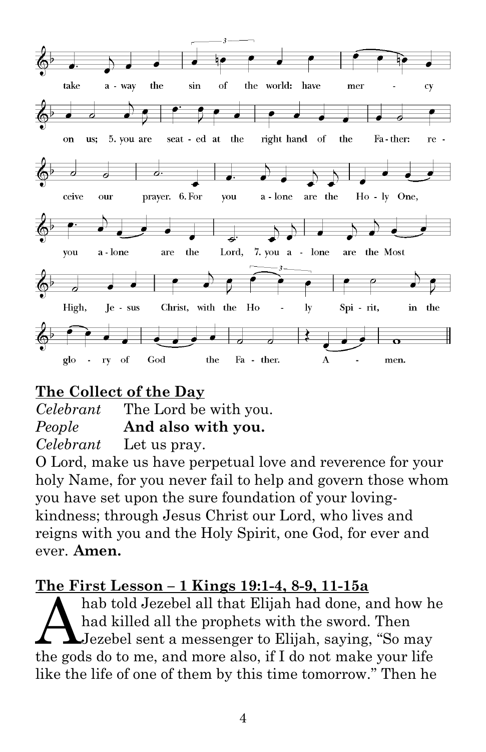take away the sin of the world: have mercy on us; 5. you are seated at the right hand of the Father: receive our prayer. 6. For you alone are the Holy One, you alone are the Lord, 7. you alone are the Most High, Jesus Christ, with the Holy Spirit, in the glory of God the Father. Amen.

## The Collect of the Day

*Celebrant* The Lord be with you.
*People* **And also with you.**
*Celebrant* Let us pray.

O Lord, make us have perpetual love and reverence for your holy Name, for you never fail to help and govern those whom you have set upon the sure foundation of your loving-kindness; through Jesus Christ our Lord, who lives and reigns with you and the Holy Spirit, one God, for ever and ever. **Amen.**

## The First Lesson – 1 Kings 19:1-4, 8-9, 11-15a

Ahab told Jezebel all that Elijah had done, and how he had killed all the prophets with the sword. Then Jezebel sent a messenger to Elijah, saying, "So may the gods do to me, and more also, if I do not make your life like the life of one of them by this time tomorrow." Then he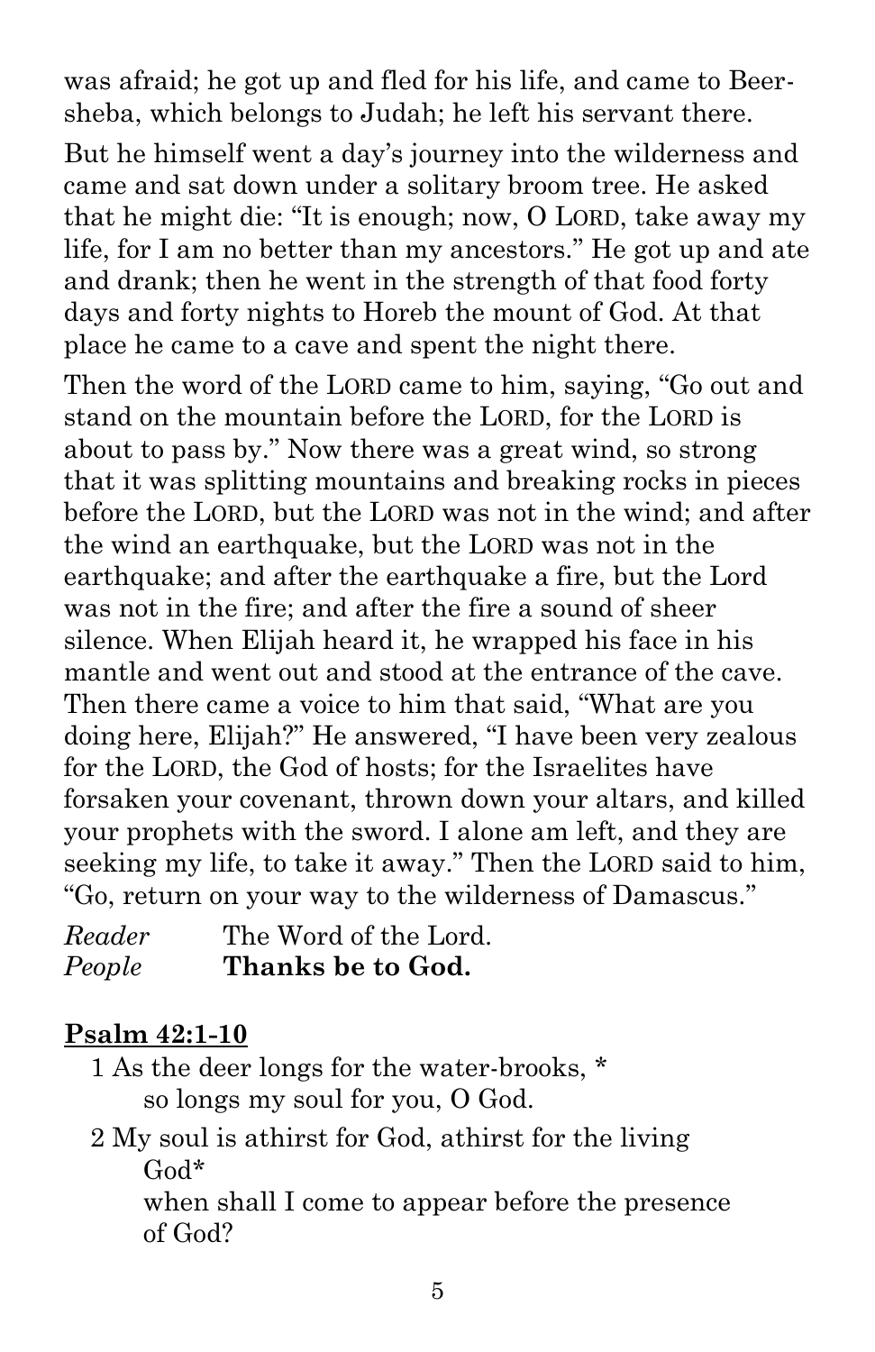was afraid; he got up and fled for his life, and came to Beer-sheba, which belongs to Judah; he left his servant there.

But he himself went a day's journey into the wilderness and came and sat down under a solitary broom tree. He asked that he might die: "It is enough; now, O LORD, take away my life, for I am no better than my ancestors." He got up and ate and drank; then he went in the strength of that food forty days and forty nights to Horeb the mount of God. At that place he came to a cave and spent the night there.

Then the word of the LORD came to him, saying, "Go out and stand on the mountain before the LORD, for the LORD is about to pass by." Now there was a great wind, so strong that it was splitting mountains and breaking rocks in pieces before the LORD, but the LORD was not in the wind; and after the wind an earthquake, but the LORD was not in the earthquake; and after the earthquake a fire, but the Lord was not in the fire; and after the fire a sound of sheer silence. When Elijah heard it, he wrapped his face in his mantle and went out and stood at the entrance of the cave. Then there came a voice to him that said, "What are you doing here, Elijah?" He answered, "I have been very zealous for the LORD, the God of hosts; for the Israelites have forsaken your covenant, thrown down your altars, and killed your prophets with the sword. I alone am left, and they are seeking my life, to take it away." Then the LORD said to him, "Go, return on your way to the wilderness of Damascus."

*Reader* The Word of the Lord.
*People* **Thanks be to God.**

**Psalm 42:1-10**

1 As the deer longs for the water-brooks, *
so longs my soul for you, O God.

2 My soul is athirst for God, athirst for the living God*
when shall I come to appear before the presence of God?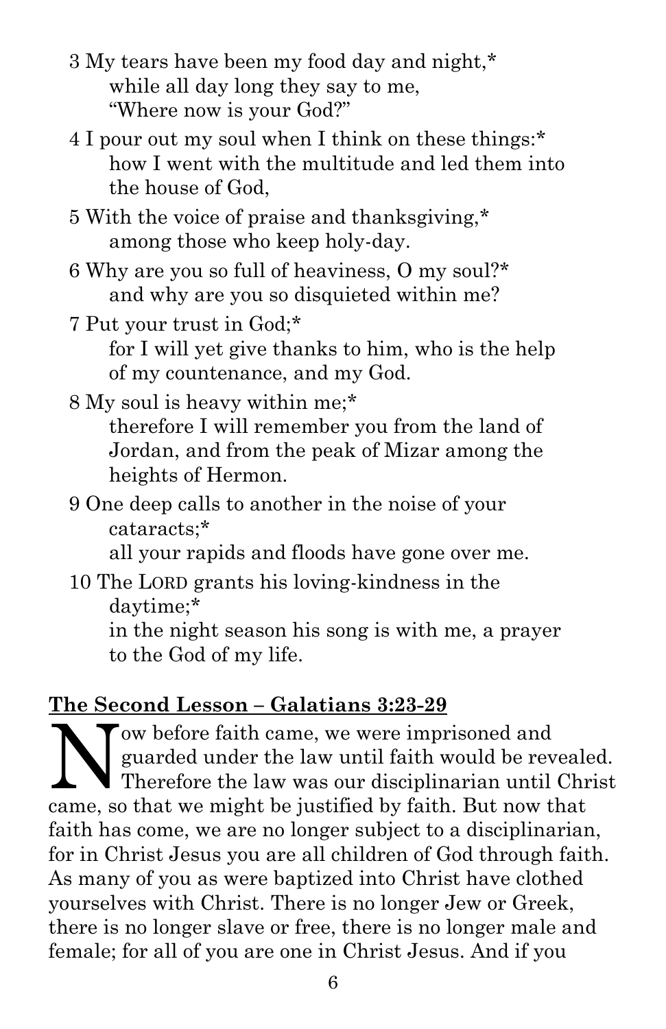3 My tears have been my food day and night,*  
while all day long they say to me,  
"Where now is your God?"

4 I pour out my soul when I think on these things:*  
how I went with the multitude and led them into the house of God,

5 With the voice of praise and thanksgiving,*  
among those who keep holy-day.

6 Why are you so full of heaviness, O my soul?*  
and why are you so disquieted within me?

7 Put your trust in God;*  
for I will yet give thanks to him, who is the help of my countenance, and my God.

8 My soul is heavy within me;*  
therefore I will remember you from the land of Jordan, and from the peak of Mizar among the heights of Hermon.

9 One deep calls to another in the noise of your cataracts;*  
all your rapids and floods have gone over me.

10 The LORD grants his loving-kindness in the daytime;*  
in the night season his song is with me, a prayer to the God of my life.

## The Second Lesson – Galatians 3:23-29

Now before faith came, we were imprisoned and guarded under the law until faith would be revealed. Therefore the law was our disciplinarian until Christ came, so that we might be justified by faith. But now that faith has come, we are no longer subject to a disciplinarian, for in Christ Jesus you are all children of God through faith. As many of you as were baptized into Christ have clothed yourselves with Christ. There is no longer Jew or Greek, there is no longer slave or free, there is no longer male and female; for all of you are one in Christ Jesus. And if you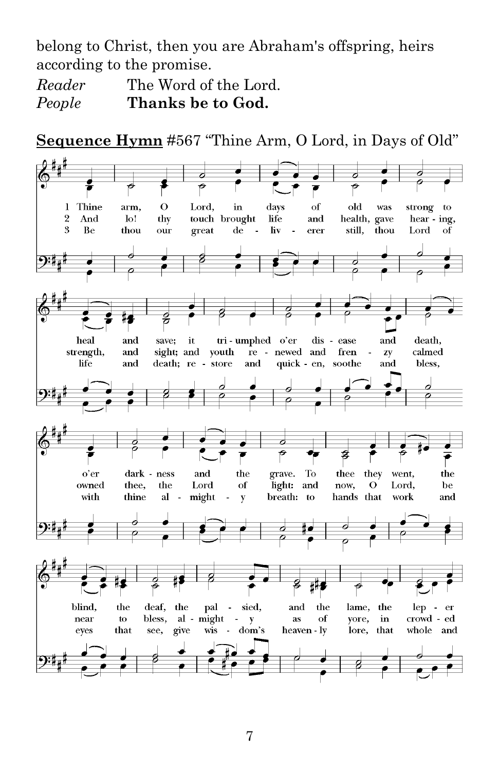belong to Christ, then you are Abraham's offspring, heirs according to the promise.

*Reader* The Word of the Lord.
*People* **Thanks be to God.**

**Sequence Hymn** #567 "Thine Arm, O Lord, in Days of Old"

1 Thine arm, O Lord, in days of old was strong to heal and save; it tri-umphed o'er dis-ease and death, o'er dark-ness and the grave. To thee they went, the blind, the deaf, the pal-sied, and the lame, the lep-er

2 And lo! thy touch brought life and health, gave hear-ing, strength, and sight; and youth re-newed and fren-zy calmed owned thee, the Lord of light: and now, O Lord, be near to bless, al-might-y as of yore, in crowd-ed

3 Be thou our great de-liv-erer still, thou Lord of life and death; re-store and quick-en, soothe and bless, with thine al-might-y breath: to hands that work and eyes that see, give wis-dom's heaven-ly lore, that whole and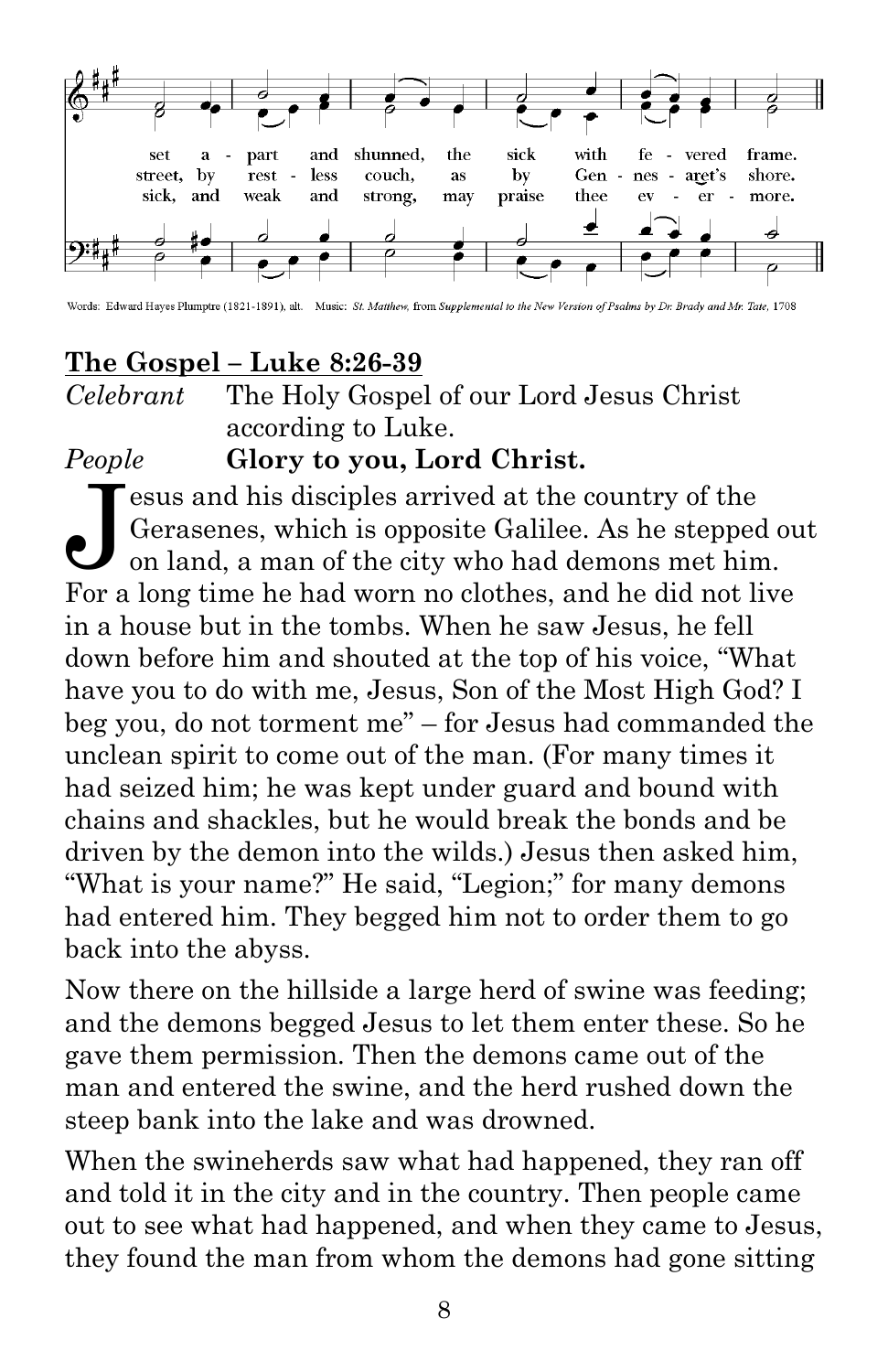set a - part and shunned, the sick with fe - vered frame.
street, by rest - less couch, as by Gen - nes - aret's shore.
sick, and weak and strong, may praise thee ev - er - more.

Words: Edward Hayes Plumptre (1821-1891), alt. Music: *St. Matthew,* from *Supplemental to the New Version of Psalms by Dr. Brady and Mr. Tate,* 1708

**The Gospel – Luke 8:26-39**

*Celebrant* The Holy Gospel of our Lord Jesus Christ according to Luke.

*People* **Glory to you, Lord Christ.**

Jesus and his disciples arrived at the country of the Gerasenes, which is opposite Galilee. As he stepped out on land, a man of the city who had demons met him. For a long time he had worn no clothes, and he did not live in a house but in the tombs. When he saw Jesus, he fell down before him and shouted at the top of his voice, "What have you to do with me, Jesus, Son of the Most High God? I beg you, do not torment me" – for Jesus had commanded the unclean spirit to come out of the man. (For many times it had seized him; he was kept under guard and bound with chains and shackles, but he would break the bonds and be driven by the demon into the wilds.) Jesus then asked him, "What is your name?" He said, "Legion;" for many demons had entered him. They begged him not to order them to go back into the abyss.

Now there on the hillside a large herd of swine was feeding; and the demons begged Jesus to let them enter these. So he gave them permission. Then the demons came out of the man and entered the swine, and the herd rushed down the steep bank into the lake and was drowned.

When the swineherds saw what had happened, they ran off and told it in the city and in the country. Then people came out to see what had happened, and when they came to Jesus, they found the man from whom the demons had gone sitting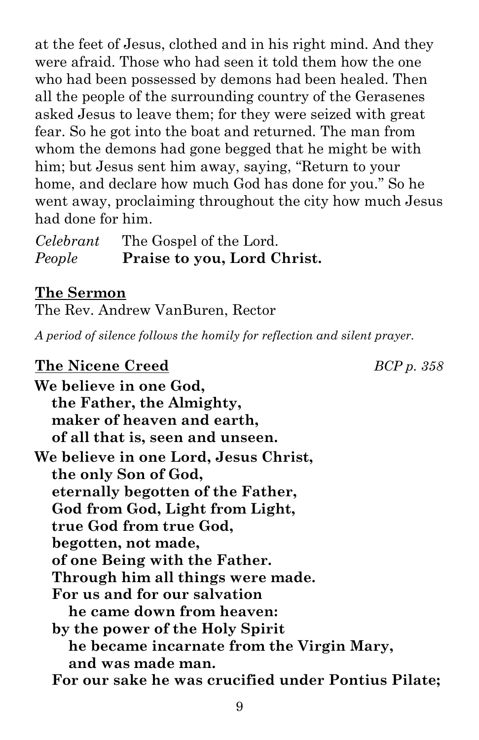at the feet of Jesus, clothed and in his right mind. And they were afraid. Those who had seen it told them how the one who had been possessed by demons had been healed. Then all the people of the surrounding country of the Gerasenes asked Jesus to leave them; for they were seized with great fear. So he got into the boat and returned. The man from whom the demons had gone begged that he might be with him; but Jesus sent him away, saying, "Return to your home, and declare how much God has done for you." So he went away, proclaiming throughout the city how much Jesus had done for him.

*Celebrant* The Gospel of the Lord.
*People* **Praise to you, Lord Christ.**

## The Sermon

The Rev. Andrew VanBuren, Rector

*A period of silence follows the homily for reflection and silent prayer.*

## The Nicene Creed

*BCP p. 358*

**We believe in one God,**
**the Father, the Almighty,**
**maker of heaven and earth,**
**of all that is, seen and unseen.**

**We believe in one Lord, Jesus Christ,**
**the only Son of God,**
**eternally begotten of the Father,**
**God from God, Light from Light,**
**true God from true God,**
**begotten, not made,**
**of one Being with the Father.**
**Through him all things were made.**
**For us and for our salvation**
**he came down from heaven:**
**by the power of the Holy Spirit**
**he became incarnate from the Virgin Mary,**
**and was made man.**
**For our sake he was crucified under Pontius Pilate;**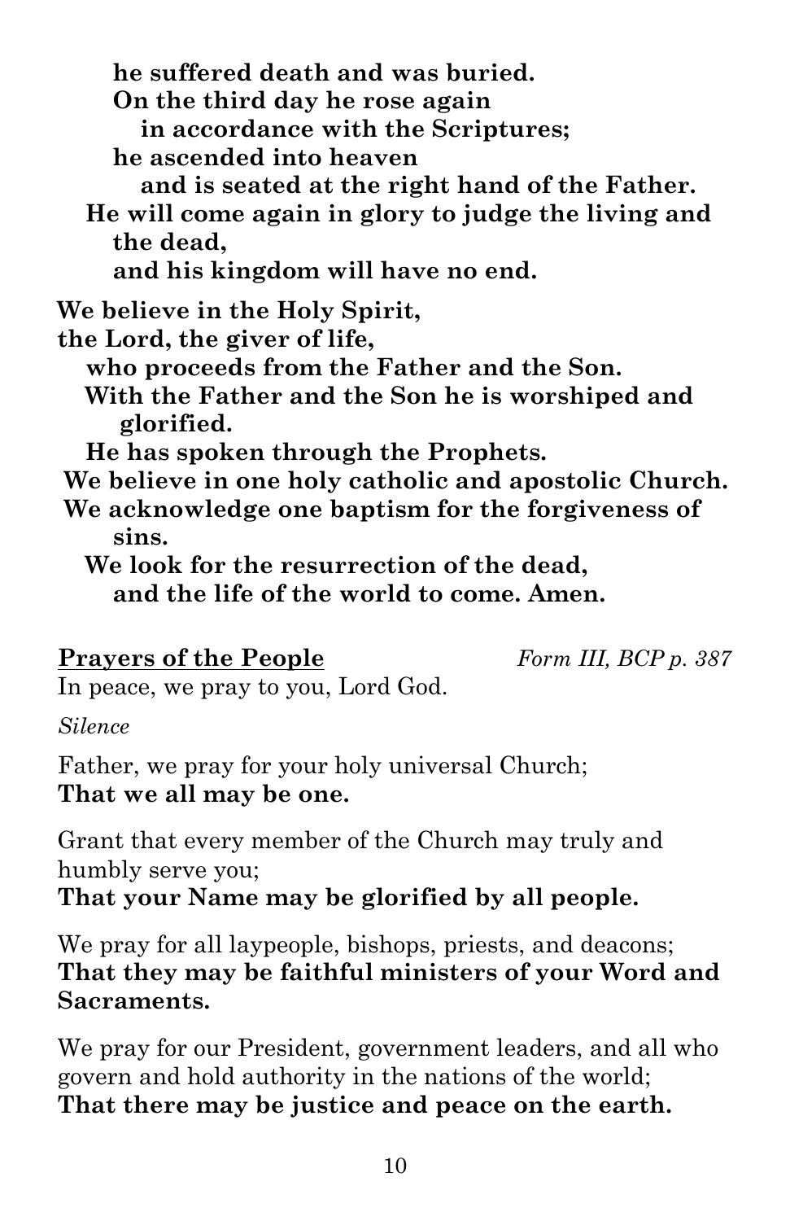**he suffered death and was buried.**
**On the third day he rose again**
**in accordance with the Scriptures;**
**he ascended into heaven**
**and is seated at the right hand of the Father.**
**He will come again in glory to judge the living and the dead,**
**and his kingdom will have no end.**

**We believe in the Holy Spirit,**
**the Lord, the giver of life,**
**who proceeds from the Father and the Son.**
**With the Father and the Son he is worshiped and glorified.**
**He has spoken through the Prophets.**
**We believe in one holy catholic and apostolic Church.**
**We acknowledge one baptism for the forgiveness of sins.**
**We look for the resurrection of the dead,**
**and the life of the world to come. Amen.**

**Prayers of the People** *Form III, BCP p. 387*

In peace, we pray to you, Lord God.

*Silence*

Father, we pray for your holy universal Church;
**That we all may be one.**

Grant that every member of the Church may truly and humbly serve you;
**That your Name may be glorified by all people.**

We pray for all laypeople, bishops, priests, and deacons;
**That they may be faithful ministers of your Word and Sacraments.**

We pray for our President, government leaders, and all who govern and hold authority in the nations of the world;
**That there may be justice and peace on the earth.**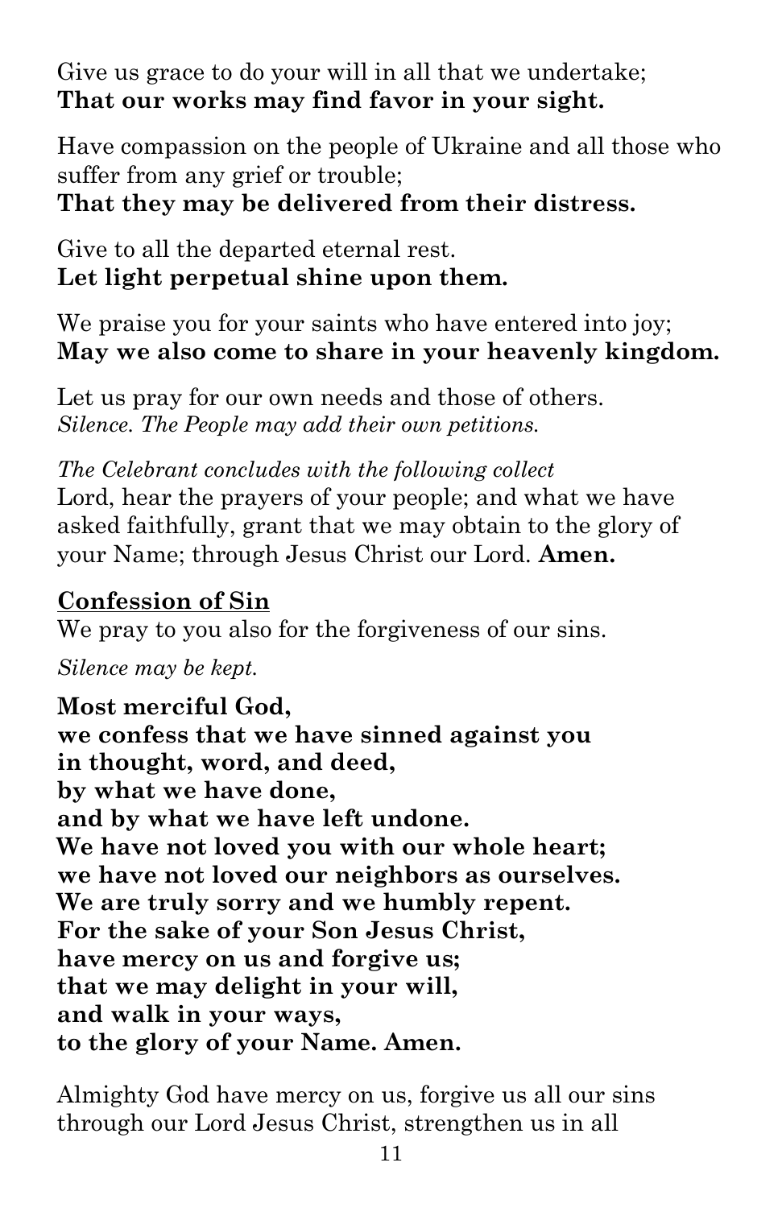Give us grace to do your will in all that we undertake;
**That our works may find favor in your sight.**

Have compassion on the people of Ukraine and all those who suffer from any grief or trouble;
**That they may be delivered from their distress.**

Give to all the departed eternal rest.
**Let light perpetual shine upon them.**

We praise you for your saints who have entered into joy;
**May we also come to share in your heavenly kingdom.**

Let us pray for our own needs and those of others.
*Silence. The People may add their own petitions.*

*The Celebrant concludes with the following collect*
Lord, hear the prayers of your people; and what we have asked faithfully, grant that we may obtain to the glory of your Name; through Jesus Christ our Lord. **Amen.**

## Confession of Sin

We pray to you also for the forgiveness of our sins.

*Silence may be kept.*

**Most merciful God,**
**we confess that we have sinned against you**
**in thought, word, and deed,**
**by what we have done,**
**and by what we have left undone.**
**We have not loved you with our whole heart;**
**we have not loved our neighbors as ourselves.**
**We are truly sorry and we humbly repent.**
**For the sake of your Son Jesus Christ,**
**have mercy on us and forgive us;**
**that we may delight in your will,**
**and walk in your ways,**
**to the glory of your Name. Amen.**

Almighty God have mercy on us, forgive us all our sins through our Lord Jesus Christ, strengthen us in all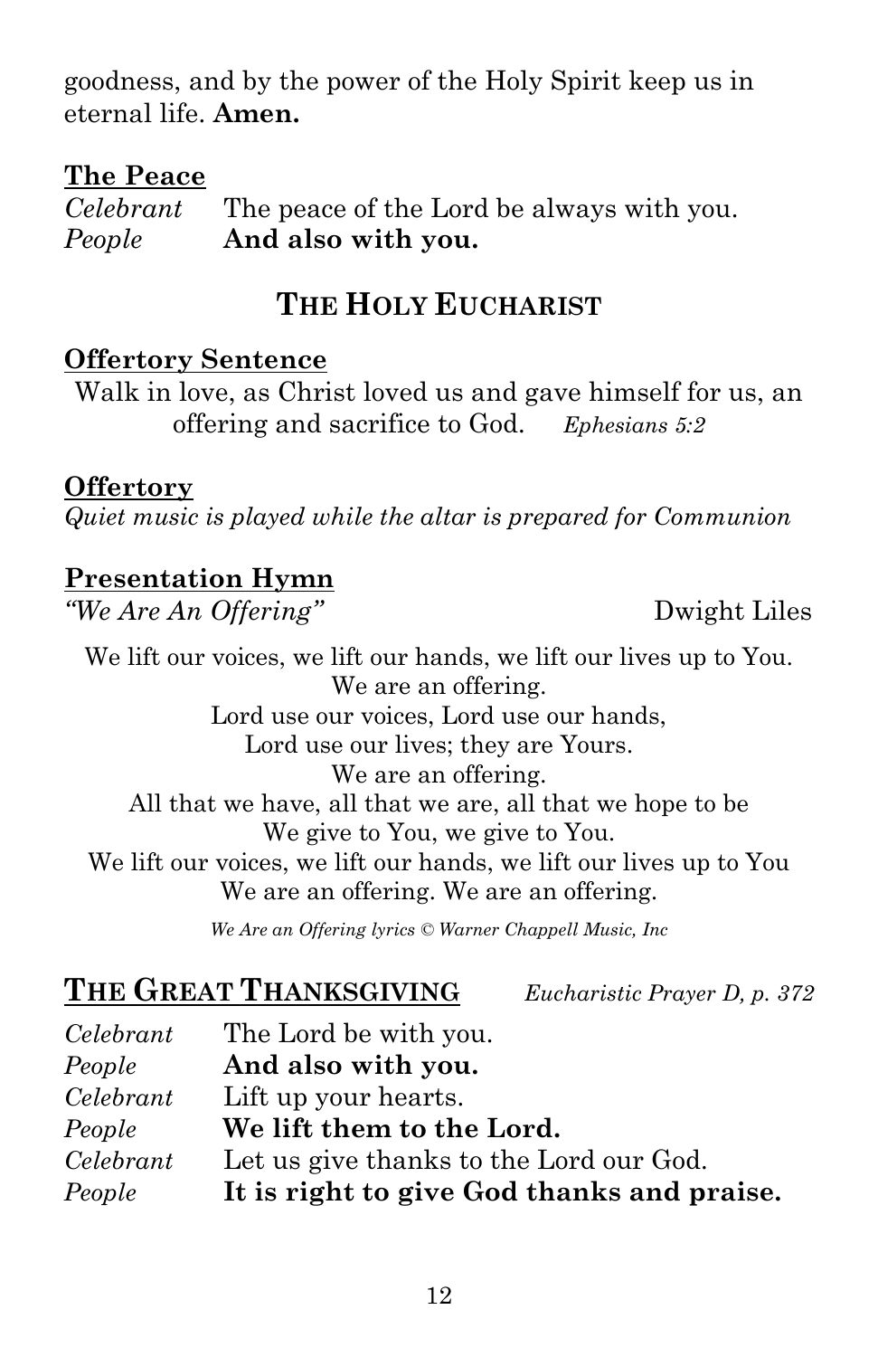goodness, and by the power of the Holy Spirit keep us in eternal life. **Amen.**

**The Peace**

*Celebrant* The peace of the Lord be always with you.
*People* **And also with you.**

## THE HOLY EUCHARIST

**Offertory Sentence**

Walk in love, as Christ loved us and gave himself for us, an offering and sacrifice to God. *Ephesians 5:2*

**Offertory**

*Quiet music is played while the altar is prepared for Communion*

**Presentation Hymn**

*"We Are An Offering"* Dwight Liles

We lift our voices, we lift our hands, we lift our lives up to You.
We are an offering.
Lord use our voices, Lord use our hands,
Lord use our lives; they are Yours.
We are an offering.
All that we have, all that we are, all that we hope to be
We give to You, we give to You.
We lift our voices, we lift our hands, we lift our lives up to You
We are an offering. We are an offering.

*We Are an Offering lyrics © Warner Chappell Music, Inc*

## THE GREAT THANKSGIVING *Eucharistic Prayer D, p. 372*

*Celebrant* The Lord be with you.
*People* **And also with you.**
*Celebrant* Lift up your hearts.
*People* **We lift them to the Lord.**
*Celebrant* Let us give thanks to the Lord our God.
*People* **It is right to give God thanks and praise.**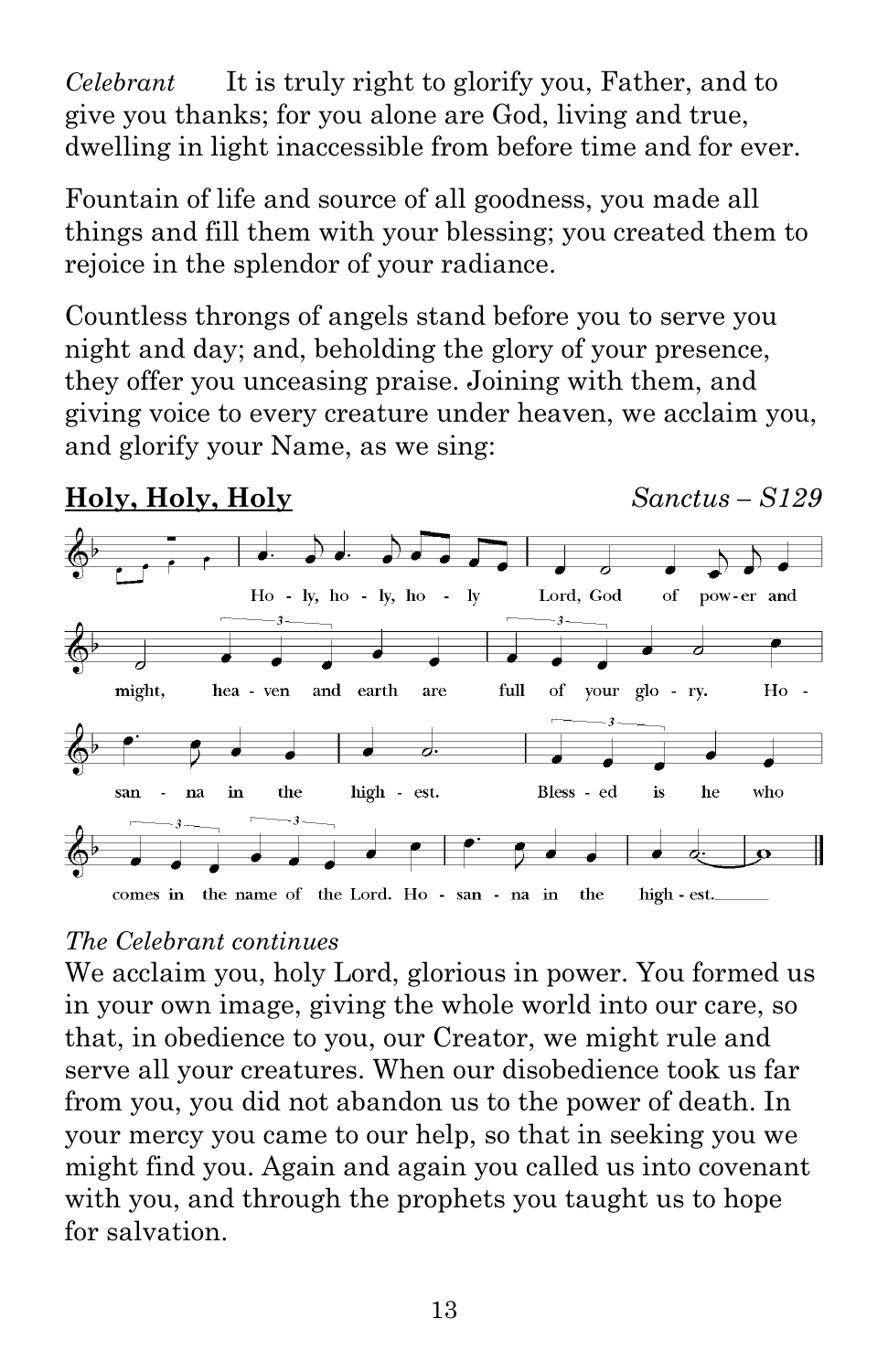*Celebrant* It is truly right to glorify you, Father, and to give you thanks; for you alone are God, living and true, dwelling in light inaccessible from before time and for ever.

Fountain of life and source of all goodness, you made all things and fill them with your blessing; you created them to rejoice in the splendor of your radiance.

Countless throngs of angels stand before you to serve you night and day; and, beholding the glory of your presence, they offer you unceasing praise. Joining with them, and giving voice to every creature under heaven, we acclaim you, and glorify your Name, as we sing:

**<u>Holy, Holy, Holy</u>** *Sanctus – S129*

Holy, holy, holy Lord, God of power and might, heaven and earth are full of your glory. Hosanna in the highest. Blessed is he who comes in the name of the Lord. Hosanna in the highest.

*The Celebrant continues*

We acclaim you, holy Lord, glorious in power. You formed us in your own image, giving the whole world into our care, so that, in obedience to you, our Creator, we might rule and serve all your creatures. When our disobedience took us far from you, you did not abandon us to the power of death. In your mercy you came to our help, so that in seeking you we might find you. Again and again you called us into covenant with you, and through the prophets you taught us to hope for salvation.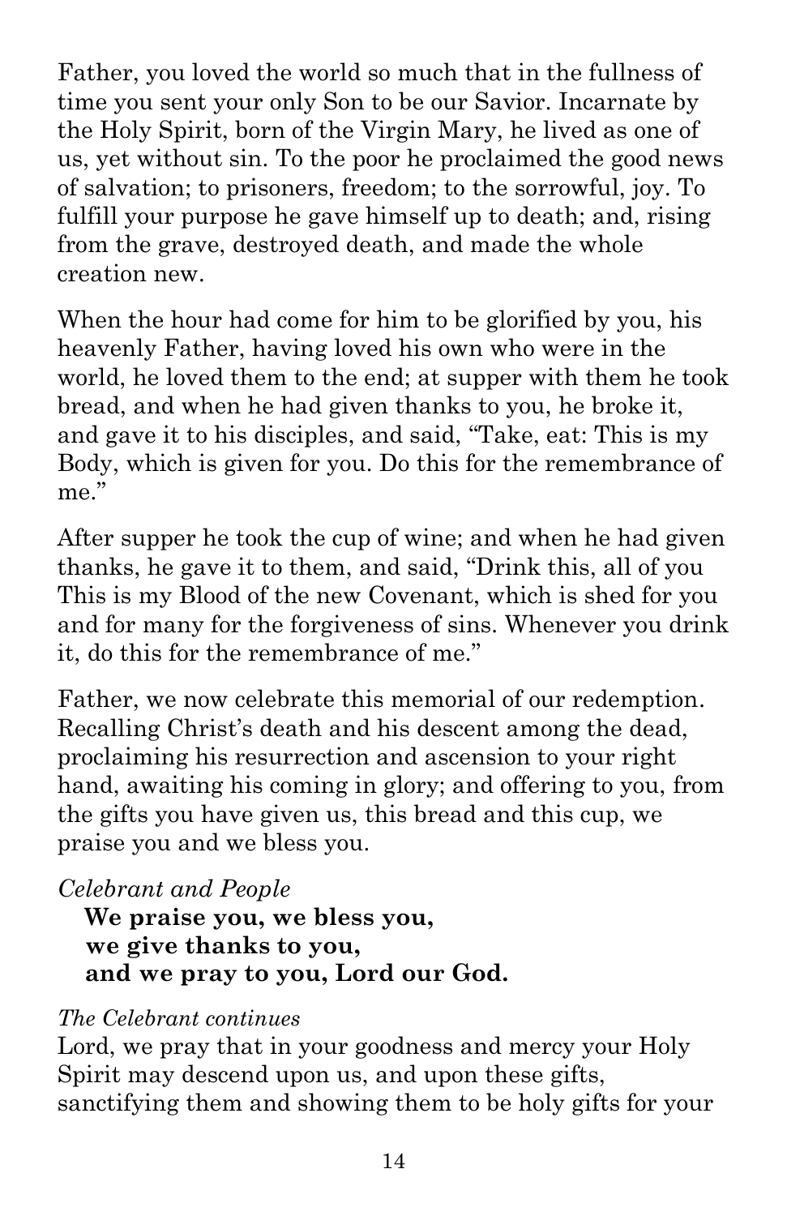Father, you loved the world so much that in the fullness of time you sent your only Son to be our Savior. Incarnate by the Holy Spirit, born of the Virgin Mary, he lived as one of us, yet without sin. To the poor he proclaimed the good news of salvation; to prisoners, freedom; to the sorrowful, joy. To fulfill your purpose he gave himself up to death; and, rising from the grave, destroyed death, and made the whole creation new.

When the hour had come for him to be glorified by you, his heavenly Father, having loved his own who were in the world, he loved them to the end; at supper with them he took bread, and when he had given thanks to you, he broke it, and gave it to his disciples, and said, "Take, eat: This is my Body, which is given for you. Do this for the remembrance of me."

After supper he took the cup of wine; and when he had given thanks, he gave it to them, and said, "Drink this, all of you This is my Blood of the new Covenant, which is shed for you and for many for the forgiveness of sins. Whenever you drink it, do this for the remembrance of me."

Father, we now celebrate this memorial of our redemption. Recalling Christ's death and his descent among the dead, proclaiming his resurrection and ascension to your right hand, awaiting his coming in glory; and offering to you, from the gifts you have given us, this bread and this cup, we praise you and we bless you.

*Celebrant and People*

**We praise you, we bless you,**
**we give thanks to you,**
**and we pray to you, Lord our God.**

*The Celebrant continues*

Lord, we pray that in your goodness and mercy your Holy Spirit may descend upon us, and upon these gifts, sanctifying them and showing them to be holy gifts for your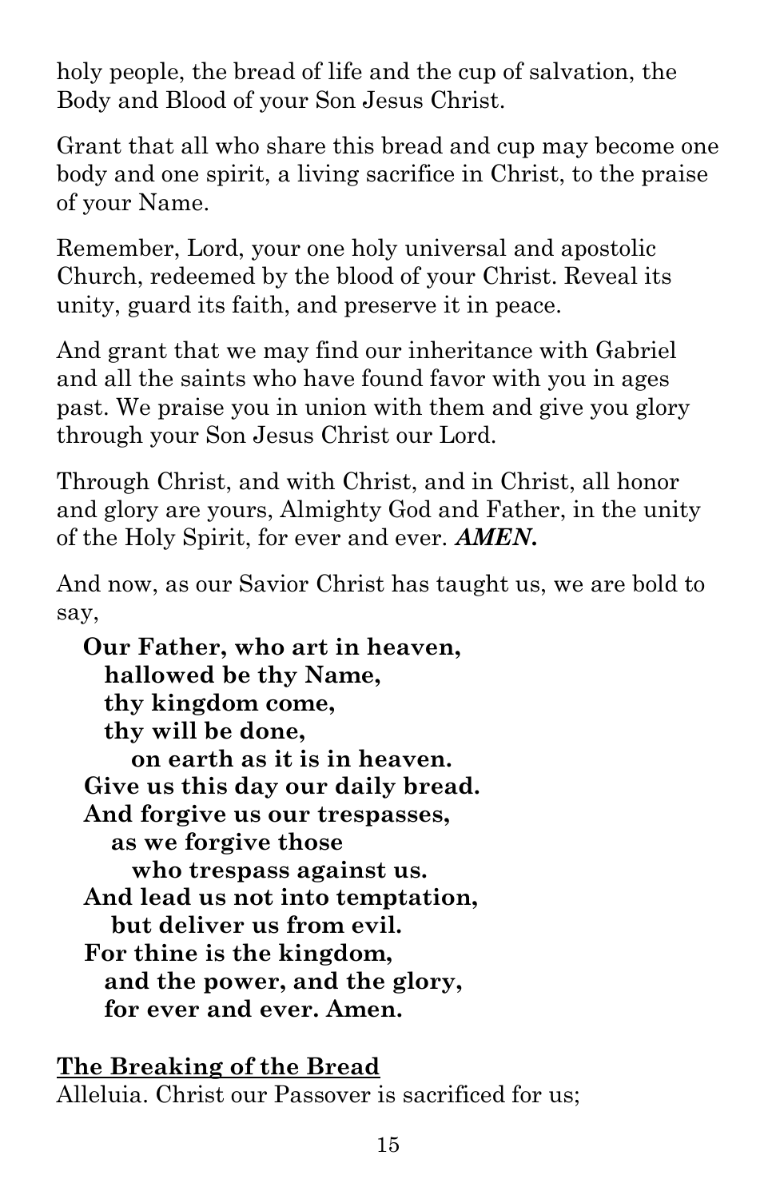holy people, the bread of life and the cup of salvation, the Body and Blood of your Son Jesus Christ.

Grant that all who share this bread and cup may become one body and one spirit, a living sacrifice in Christ, to the praise of your Name.

Remember, Lord, your one holy universal and apostolic Church, redeemed by the blood of your Christ. Reveal its unity, guard its faith, and preserve it in peace.

And grant that we may find our inheritance with Gabriel and all the saints who have found favor with you in ages past. We praise you in union with them and give you glory through your Son Jesus Christ our Lord.

Through Christ, and with Christ, and in Christ, all honor and glory are yours, Almighty God and Father, in the unity of the Holy Spirit, for ever and ever. ***AMEN.***

And now, as our Savior Christ has taught us, we are bold to say,

**Our Father, who art in heaven,**
**hallowed be thy Name,**
**thy kingdom come,**
**thy will be done,**
**on earth as it is in heaven.**
**Give us this day our daily bread.**
**And forgive us our trespasses,**
**as we forgive those**
**who trespass against us.**
**And lead us not into temptation,**
**but deliver us from evil.**
**For thine is the kingdom,**
**and the power, and the glory,**
**for ever and ever. Amen.**

## The Breaking of the Bread

Alleluia. Christ our Passover is sacrificed for us;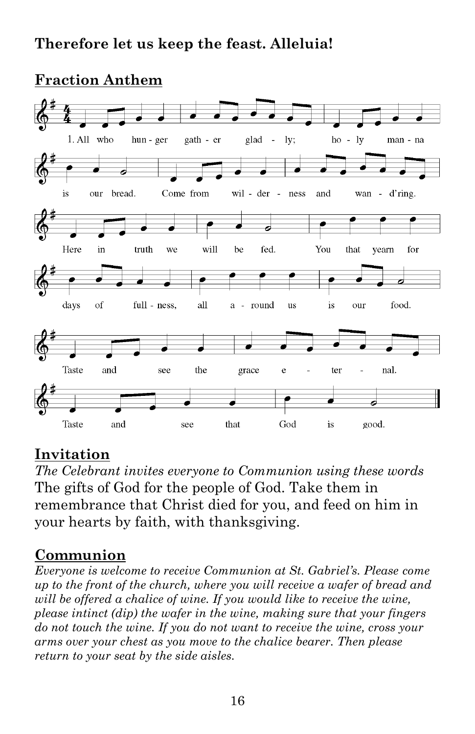**Therefore let us keep the feast. Alleluia!**

## Fraction Anthem

1. All who hunger gather gladly; holy manna is our bread. Come from wilderness and wand'ring. Here in truth we will be fed. You that yearn for days of fullness, all around us is our food. Taste and see the grace eternal. Taste and see that God is good.

## Invitation

*The Celebrant invites everyone to Communion using these words*

The gifts of God for the people of God. Take them in remembrance that Christ died for you, and feed on him in your hearts by faith, with thanksgiving.

## Communion

*Everyone is welcome to receive Communion at St. Gabriel's. Please come up to the front of the church, where you will receive a wafer of bread and will be offered a chalice of wine. If you would like to receive the wine, please intinct (dip) the wafer in the wine, making sure that your fingers do not touch the wine. If you do not want to receive the wine, cross your arms over your chest as you move to the chalice bearer. Then please return to your seat by the side aisles.*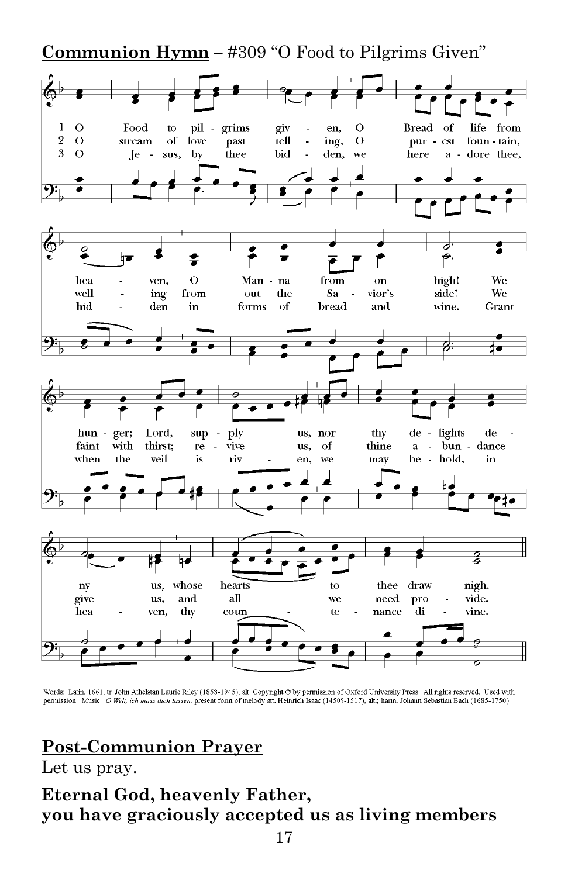**Communion Hymn** – #309 "O Food to Pilgrims Given"

1 O Food to pilgrims given, O Bread of life from heaven, O Manna from on high! We hunger; Lord, supply us, nor thy delights deny us, whose hearts to thee draw nigh.

2 O stream of love past telling, O purest fountain, welling from out the Savior's side! We faint with thirst; revive us, of thine abundance give us, and all we need provide.

3 O Jesus, by thee bidden, we here adore thee, hidden in forms of bread and wine. Grant when the veil is riven, we may behold, in heaven, thy countenance divine.

Words: Latin, 1661; tr. John Athelstan Laurie Riley (1858-1945), alt. Copyright © by permission of Oxford University Press. All rights reserved. Used with permission. Music: *O Welt, ich muss dich lassen*, present form of melody att. Heinrich Isaac (1450?-1517), alt.; harm. Johann Sebastian Bach (1685-1750)

**Post-Communion Prayer**

Let us pray.

**Eternal God, heavenly Father,**
**you have graciously accepted us as living members**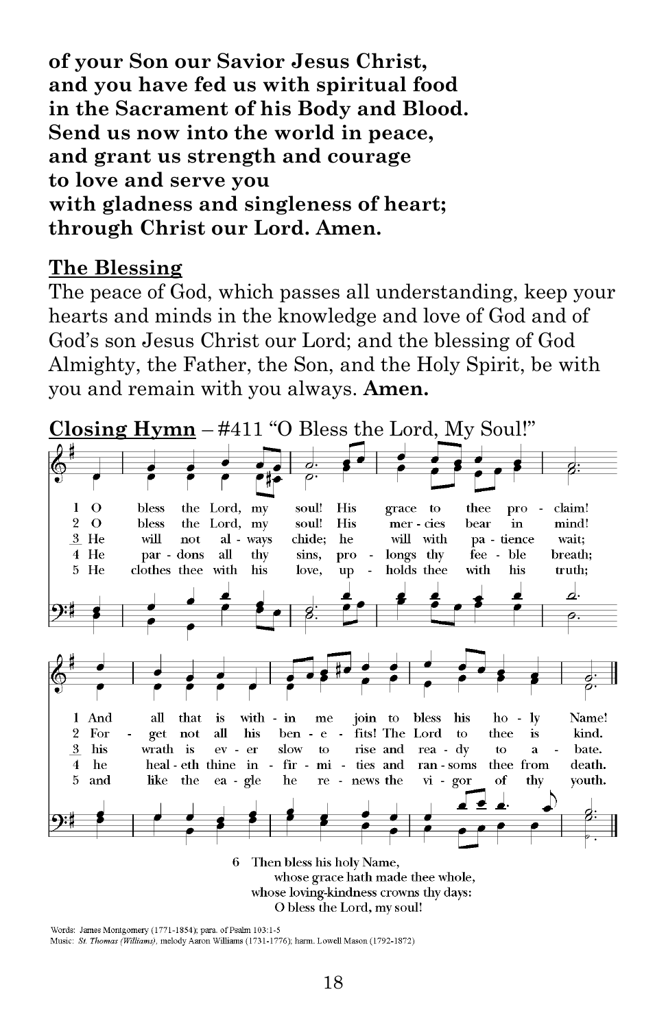**of your Son our Savior Jesus Christ,**
**and you have fed us with spiritual food**
**in the Sacrament of his Body and Blood.**
**Send us now into the world in peace,**
**and grant us strength and courage**
**to love and serve you**
**with gladness and singleness of heart;**
**through Christ our Lord. Amen.**

**The Blessing**

The peace of God, which passes all understanding, keep your hearts and minds in the knowledge and love of God and of God's son Jesus Christ our Lord; and the blessing of God Almighty, the Father, the Son, and the Holy Spirit, be with you and remain with you always. **Amen.**

**Closing Hymn** – #411 "O Bless the Lord, My Soul!"

1 O bless the Lord, my soul! His grace to thee proclaim!
And all that is within me join to bless his holy Name!

2 O bless the Lord, my soul! His mercies bear in mind!
Forget not all his benefits! The Lord to thee is kind.

3 He will not always chide; he will with patience wait;
his wrath is ever slow to rise and ready to abate.

4 He pardons all thy sins, prolongs thy feeble breath;
he healeth thine infirmities and ransoms thee from death.

5 He clothes thee with his love, upholds thee with his truth;
and like the eagle he renews the vigor of thy youth.

6 Then bless his holy Name,
whose grace hath made thee whole,
whose loving-kindness crowns thy days:
O bless the Lord, my soul!

Words: James Montgomery (1771-1854); para. of Psalm 103:1-5
Music: *St. Thomas (Williams)*, melody Aaron Williams (1731-1776); harm. Lowell Mason (1792-1872)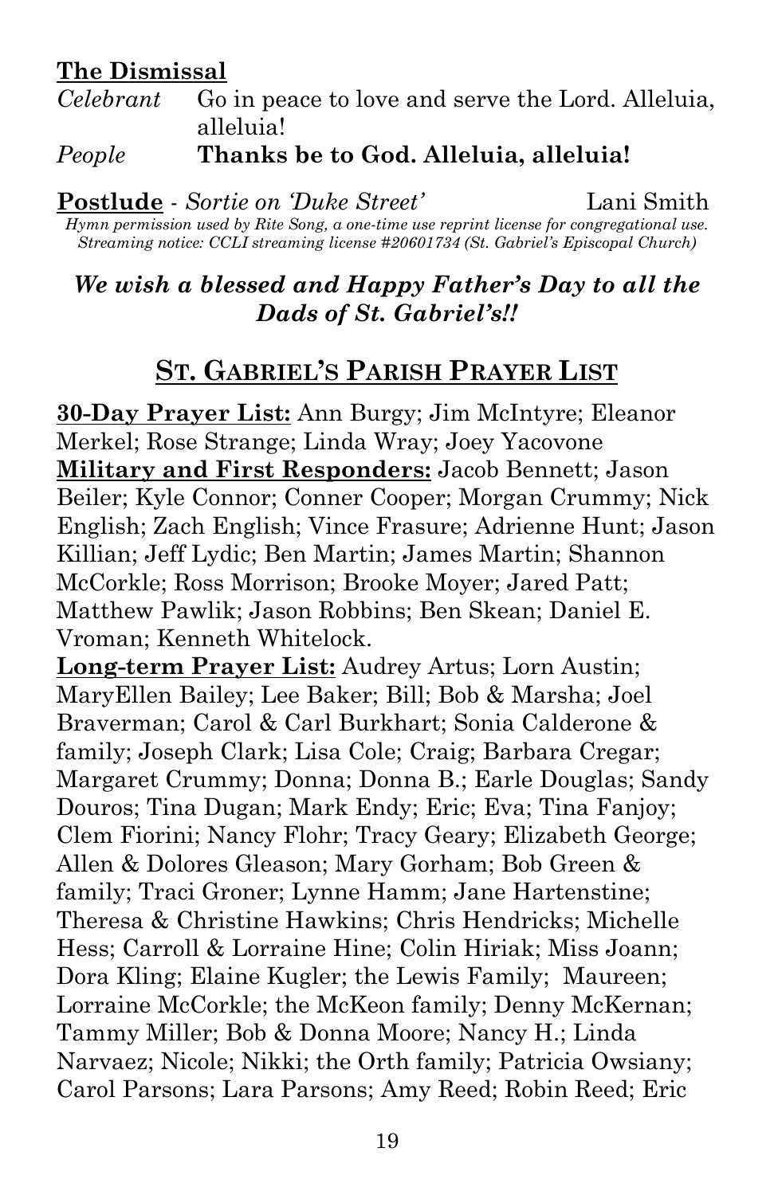**The Dismissal**

*Celebrant* Go in peace to love and serve the Lord. Alleluia, alleluia!

*People* **Thanks be to God. Alleluia, alleluia!**

**Postlude** - *Sortie on 'Duke Street'* Lani Smith

*Hymn permission used by Rite Song, a one-time use reprint license for congregational use. Streaming notice: CCLI streaming license #20601734 (St. Gabriel's Episcopal Church)*

***We wish a blessed and Happy Father's Day to all the Dads of St. Gabriel's!!***

## ST. GABRIEL'S PARISH PRAYER LIST

**30-Day Prayer List:** Ann Burgy; Jim McIntyre; Eleanor Merkel; Rose Strange; Linda Wray; Joey Yacovone

**Military and First Responders:** Jacob Bennett; Jason Beiler; Kyle Connor; Conner Cooper; Morgan Crummy; Nick English; Zach English; Vince Frasure; Adrienne Hunt; Jason Killian; Jeff Lydic; Ben Martin; James Martin; Shannon McCorkle; Ross Morrison; Brooke Moyer; Jared Patt; Matthew Pawlik; Jason Robbins; Ben Skean; Daniel E. Vroman; Kenneth Whitelock.

**Long-term Prayer List:** Audrey Artus; Lorn Austin; MaryEllen Bailey; Lee Baker; Bill; Bob & Marsha; Joel Braverman; Carol & Carl Burkhart; Sonia Calderone & family; Joseph Clark; Lisa Cole; Craig; Barbara Cregar; Margaret Crummy; Donna; Donna B.; Earle Douglas; Sandy Douros; Tina Dugan; Mark Endy; Eric; Eva; Tina Fanjoy; Clem Fiorini; Nancy Flohr; Tracy Geary; Elizabeth George; Allen & Dolores Gleason; Mary Gorham; Bob Green & family; Traci Groner; Lynne Hamm; Jane Hartenstine; Theresa & Christine Hawkins; Chris Hendricks; Michelle Hess; Carroll & Lorraine Hine; Colin Hiriak; Miss Joann; Dora Kling; Elaine Kugler; the Lewis Family; Maureen; Lorraine McCorkle; the McKeon family; Denny McKernan; Tammy Miller; Bob & Donna Moore; Nancy H.; Linda Narvaez; Nicole; Nikki; the Orth family; Patricia Owsiany; Carol Parsons; Lara Parsons; Amy Reed; Robin Reed; Eric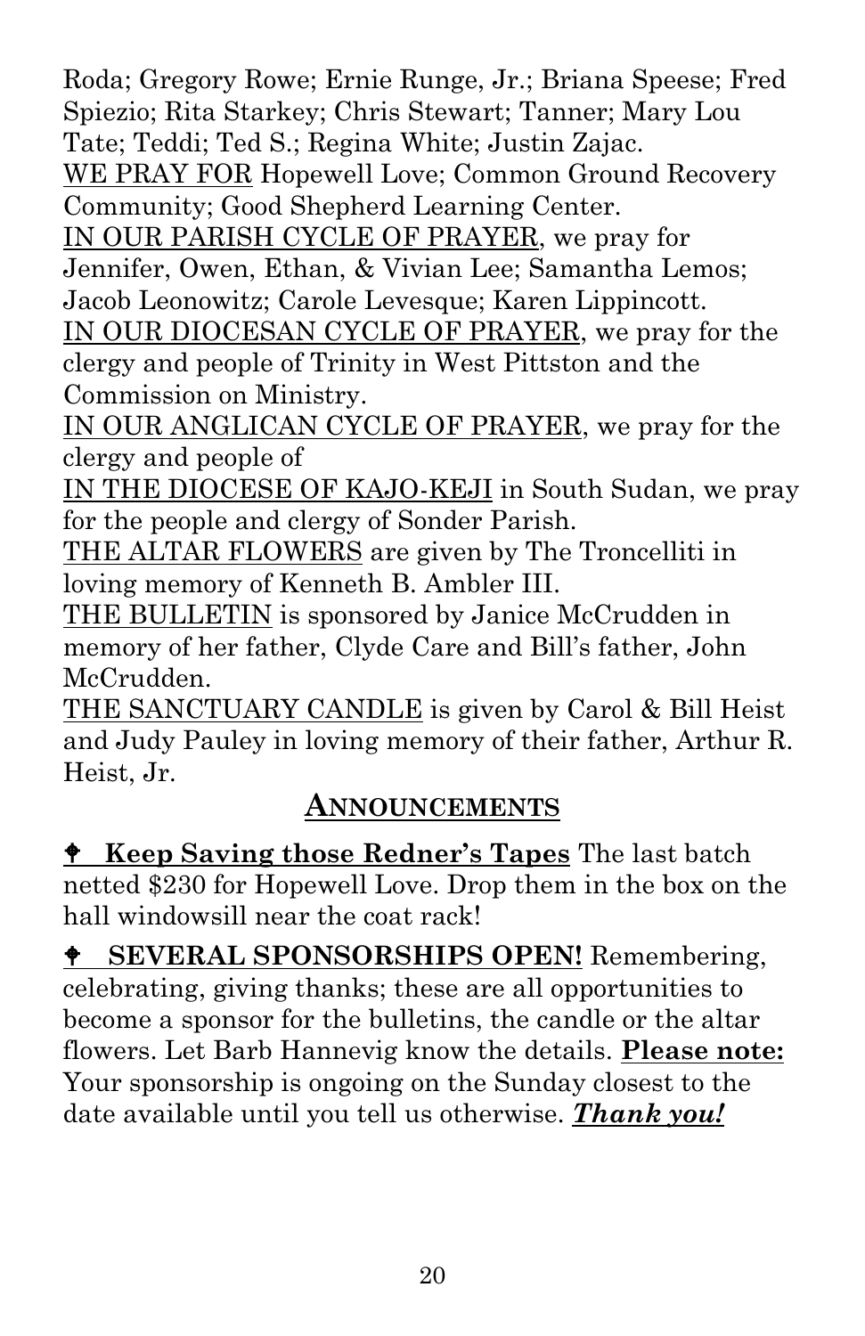Roda; Gregory Rowe; Ernie Runge, Jr.; Briana Speese; Fred Spiezio; Rita Starkey; Chris Stewart; Tanner; Mary Lou Tate; Teddi; Ted S.; Regina White; Justin Zajac.

WE PRAY FOR Hopewell Love; Common Ground Recovery Community; Good Shepherd Learning Center.

IN OUR PARISH CYCLE OF PRAYER, we pray for Jennifer, Owen, Ethan, & Vivian Lee; Samantha Lemos; Jacob Leonowitz; Carole Levesque; Karen Lippincott.

IN OUR DIOCESAN CYCLE OF PRAYER, we pray for the clergy and people of Trinity in West Pittston and the Commission on Ministry.

IN OUR ANGLICAN CYCLE OF PRAYER, we pray for the clergy and people of

IN THE DIOCESE OF KAJO-KEJI in South Sudan, we pray for the people and clergy of Sonder Parish.

THE ALTAR FLOWERS are given by The Troncelliti in loving memory of Kenneth B. Ambler III.

THE BULLETIN is sponsored by Janice McCrudden in memory of her father, Clyde Care and Bill's father, John McCrudden.

THE SANCTUARY CANDLE is given by Carol & Bill Heist and Judy Pauley in loving memory of their father, Arthur R. Heist, Jr.

## ANNOUNCEMENTS

✟ **Keep Saving those Redner's Tapes** The last batch netted $230 for Hopewell Love. Drop them in the box on the hall windowsill near the coat rack!

✟ **SEVERAL SPONSORSHIPS OPEN!** Remembering, celebrating, giving thanks; these are all opportunities to become a sponsor for the bulletins, the candle or the altar flowers. Let Barb Hannevig know the details. **Please note:** Your sponsorship is ongoing on the Sunday closest to the date available until you tell us otherwise. ***Thank you!***